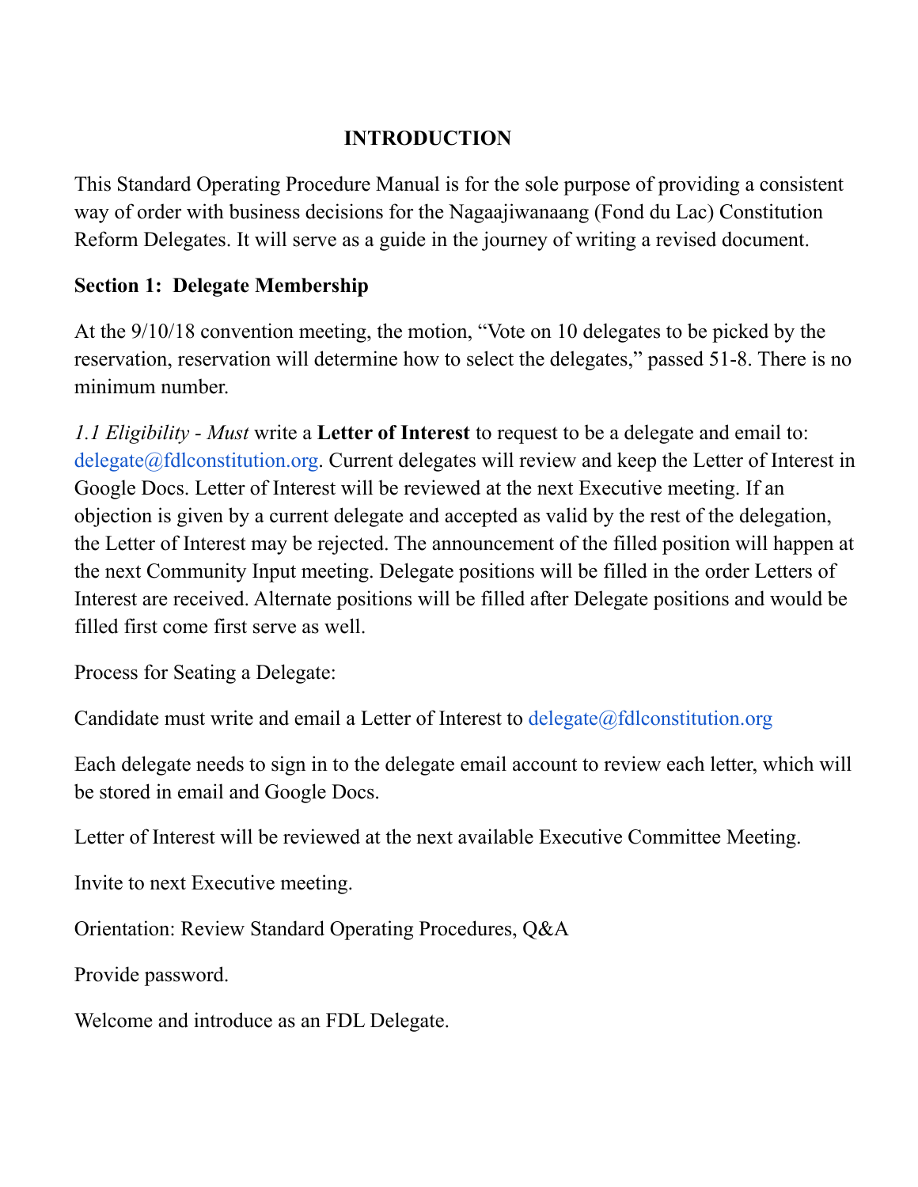## INTRODUCTION

This Standard Operating Procedure Manual is for the sole purpose of providing a consistent way of order with business decisions for the Nagaajiwanaang (Fond du Lac) Constitution Reform Delegates. It will serve as a guide in the journey of writing a revised document.

### Section 1: Delegate Membership

At the 9/10/18 convention meeting, the motion, "Vote on 10 delegates to be picked by the reservation, reservation will determine how to select the delegates," passed 51-8. There is no minimum number.

*1.1 Eligibility - Must* write a **Letter of Interest** to request to be a delegate and email to: delegate@fdlconstitution.org. Current delegates will review and keep the Letter of Interest in Google Docs. Letter of Interest will be reviewed at the next Executive meeting. If an objection is given by a current delegate and accepted as valid by the rest of the delegation, the Letter of Interest may be rejected. The announcement of the filled position will happen at the next Community Input meeting. Delegate positions will be filled in the order Letters of Interest are received. Alternate positions will be filled after Delegate positions and would be filled first come first serve as well.

Process for Seating a Delegate:

Candidate must write and email a Letter of Interest to delegate@fdlconstitution.org

Each delegate needs to sign in to the delegate email account to review each letter, which will be stored in email and Google Docs.

Letter of Interest will be reviewed at the next available Executive Committee Meeting.

Invite to next Executive meeting.

Orientation: Review Standard Operating Procedures, Q&A

Provide password.

Welcome and introduce as an FDL Delegate.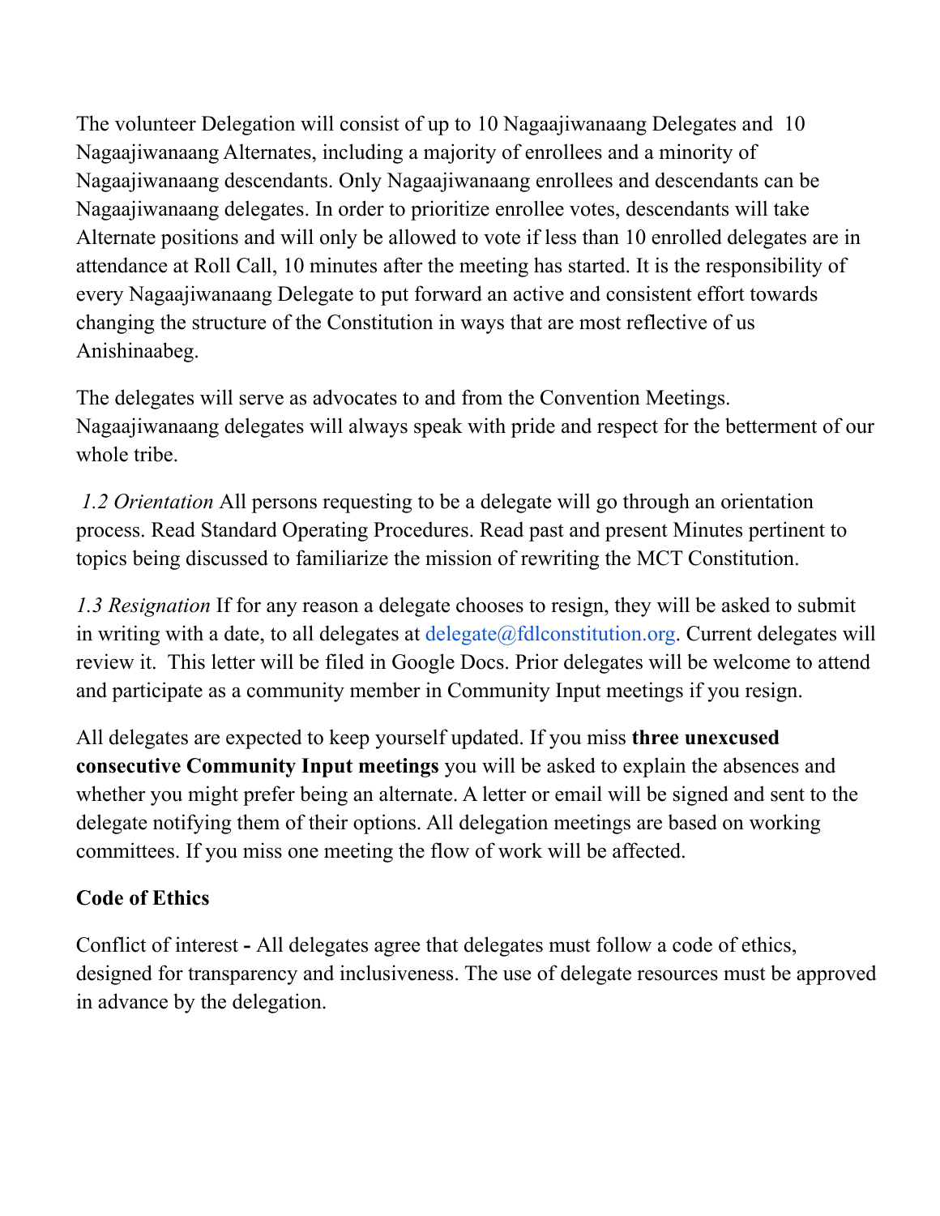The volunteer Delegation will consist of up to 10 Nagaajiwanaang Delegates and 10 Nagaajiwanaang Alternates, including a majority of enrollees and a minority of Nagaajiwanaang descendants. Only Nagaajiwanaang enrollees and descendants can be Nagaajiwanaang delegates. In order to prioritize enrollee votes, descendants will take Alternate positions and will only be allowed to vote if less than 10 enrolled delegates are in attendance at Roll Call, 10 minutes after the meeting has started. It is the responsibility of every Nagaajiwanaang Delegate to put forward an active and consistent effort towards changing the structure of the Constitution in ways that are most reflective of us Anishinaabeg.

The delegates will serve as advocates to and from the Convention Meetings. Nagaajiwanaang delegates will always speak with pride and respect for the betterment of our whole tribe.

*1.2 Orientation* All persons requesting to be a delegate will go through an orientation process. Read Standard Operating Procedures. Read past and present Minutes pertinent to topics being discussed to familiarize the mission of rewriting the MCT Constitution.

*1.3 Resignation* If for any reason a delegate chooses to resign, they will be asked to submit in writing with a date, to all delegates at delegate@fdlconstitution.org. Current delegates will review it. This letter will be filed in Google Docs. Prior delegates will be welcome to attend and participate as a community member in Community Input meetings if you resign.

All delegates are expected to keep yourself updated. If you miss **three unexcused consecutive Community Input meetings** you will be asked to explain the absences and whether you might prefer being an alternate. A letter or email will be signed and sent to the delegate notifying them of their options. All delegation meetings are based on working committees. If you miss one meeting the flow of work will be affected.

**Code of Ethics**

Conflict of interest **-** All delegates agree that delegates must follow a code of ethics, designed for transparency and inclusiveness. The use of delegate resources must be approved in advance by the delegation.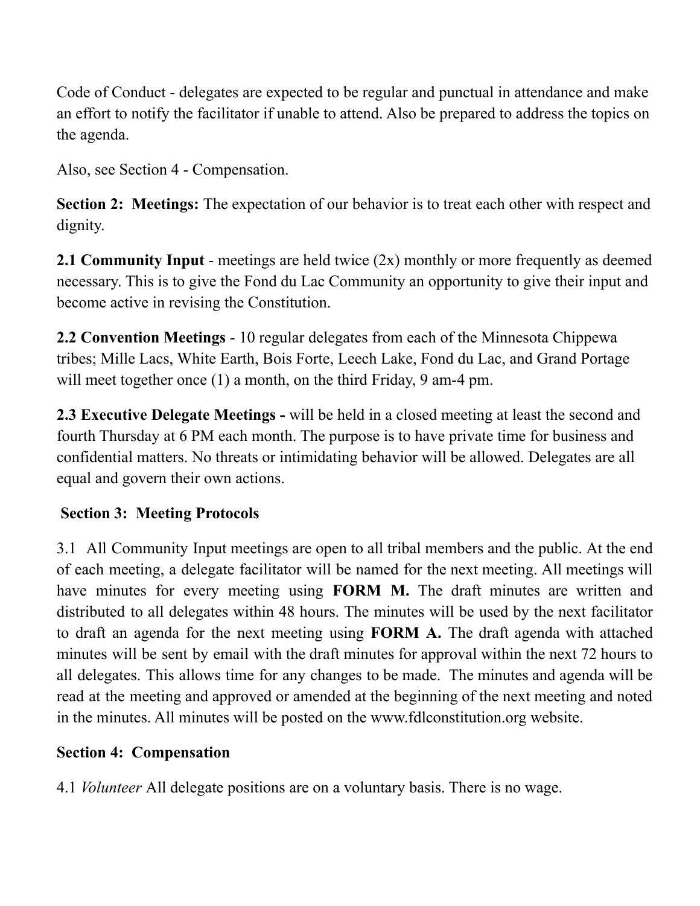Code of Conduct - delegates are expected to be regular and punctual in attendance and make an effort to notify the facilitator if unable to attend. Also be prepared to address the topics on the agenda.

Also, see Section 4 - Compensation.

**Section 2: Meetings:** The expectation of our behavior is to treat each other with respect and dignity.

**2.1 Community Input** - meetings are held twice (2x) monthly or more frequently as deemed necessary. This is to give the Fond du Lac Community an opportunity to give their input and become active in revising the Constitution.

**2.2 Convention Meetings** - 10 regular delegates from each of the Minnesota Chippewa tribes; Mille Lacs, White Earth, Bois Forte, Leech Lake, Fond du Lac, and Grand Portage will meet together once (1) a month, on the third Friday, 9 am-4 pm.

**2.3 Executive Delegate Meetings -** will be held in a closed meeting at least the second and fourth Thursday at 6 PM each month. The purpose is to have private time for business and confidential matters. No threats or intimidating behavior will be allowed. Delegates are all equal and govern their own actions.

**Section 3: Meeting Protocols**

3.1 All Community Input meetings are open to all tribal members and the public. At the end of each meeting, a delegate facilitator will be named for the next meeting. All meetings will have minutes for every meeting using **FORM M.** The draft minutes are written and distributed to all delegates within 48 hours. The minutes will be used by the next facilitator to draft an agenda for the next meeting using **FORM A.** The draft agenda with attached minutes will be sent by email with the draft minutes for approval within the next 72 hours to all delegates. This allows time for any changes to be made. The minutes and agenda will be read at the meeting and approved or amended at the beginning of the next meeting and noted in the minutes. All minutes will be posted on the www.fdlconstitution.org website.

**Section 4: Compensation**

4.1 *Volunteer* All delegate positions are on a voluntary basis. There is no wage.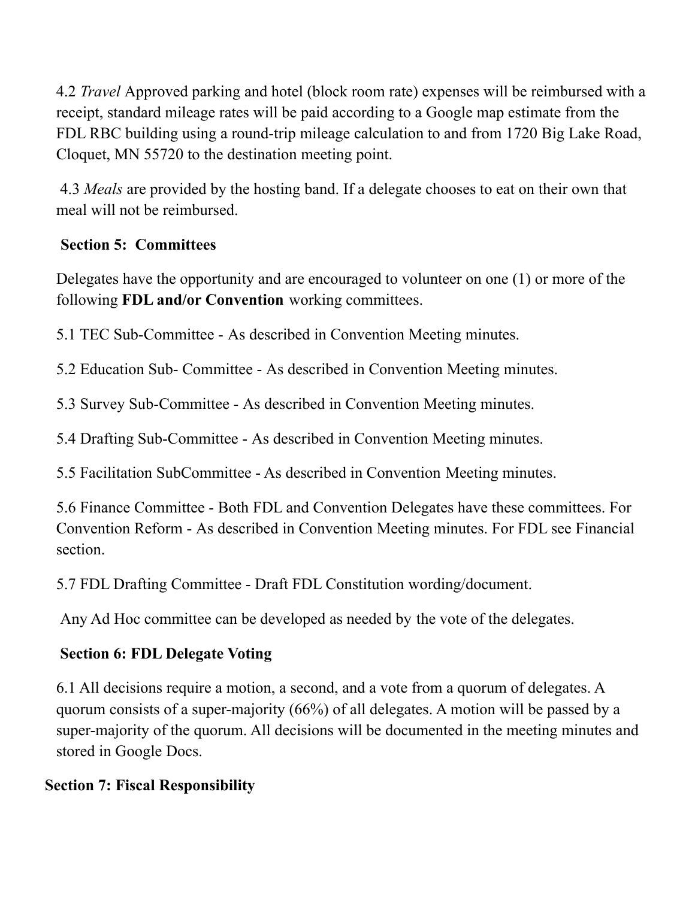4.2 *Travel* Approved parking and hotel (block room rate) expenses will be reimbursed with a receipt, standard mileage rates will be paid according to a Google map estimate from the FDL RBC building using a round-trip mileage calculation to and from 1720 Big Lake Road, Cloquet, MN 55720 to the destination meeting point.

4.3 *Meals* are provided by the hosting band. If a delegate chooses to eat on their own that meal will not be reimbursed.

## Section 5: Committees

Delegates have the opportunity and are encouraged to volunteer on one (1) or more of the following **FDL and/or Convention** working committees.

5.1 TEC Sub-Committee - As described in Convention Meeting minutes.

5.2 Education Sub- Committee - As described in Convention Meeting minutes.

5.3 Survey Sub-Committee - As described in Convention Meeting minutes.

5.4 Drafting Sub-Committee - As described in Convention Meeting minutes.

5.5 Facilitation SubCommittee - As described in Convention Meeting minutes.

5.6 Finance Committee - Both FDL and Convention Delegates have these committees. For Convention Reform - As described in Convention Meeting minutes. For FDL see Financial section.

5.7 FDL Drafting Committee - Draft FDL Constitution wording/document.

Any Ad Hoc committee can be developed as needed by the vote of the delegates.

## Section 6: FDL Delegate Voting

6.1 All decisions require a motion, a second, and a vote from a quorum of delegates. A quorum consists of a super-majority (66%) of all delegates. A motion will be passed by a super-majority of the quorum. All decisions will be documented in the meeting minutes and stored in Google Docs.

## Section 7: Fiscal Responsibility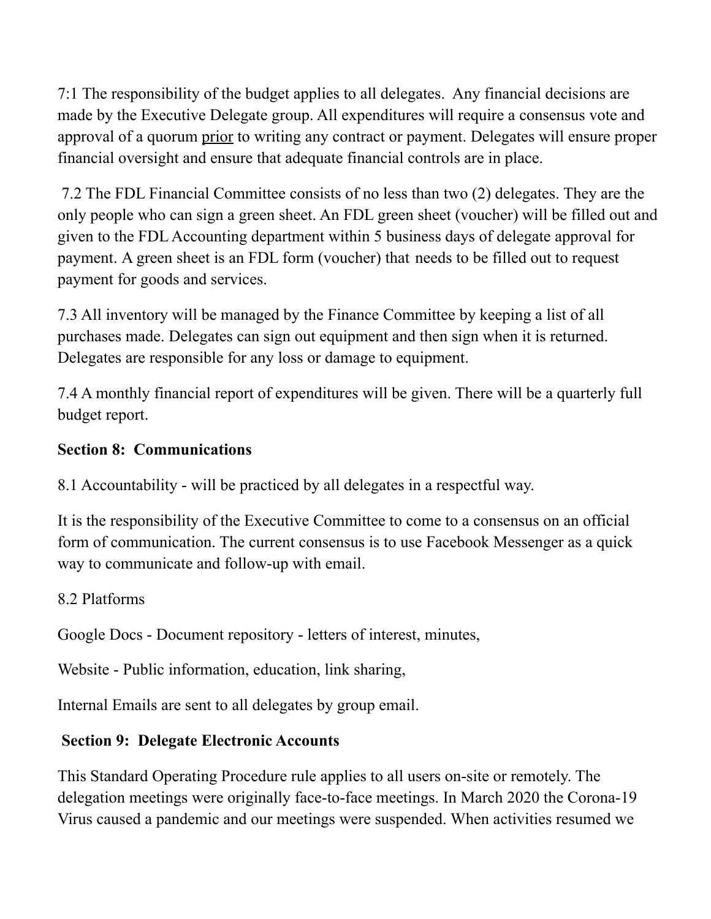7:1 The responsibility of the budget applies to all delegates. Any financial decisions are made by the Executive Delegate group. All expenditures will require a consensus vote and approval of a quorum <u>prior</u> to writing any contract or payment. Delegates will ensure proper financial oversight and ensure that adequate financial controls are in place.

7.2 The FDL Financial Committee consists of no less than two (2) delegates. They are the only people who can sign a green sheet. An FDL green sheet (voucher) will be filled out and given to the FDL Accounting department within 5 business days of delegate approval for payment. A green sheet is an FDL form (voucher) that needs to be filled out to request payment for goods and services.

7.3 All inventory will be managed by the Finance Committee by keeping a list of all purchases made. Delegates can sign out equipment and then sign when it is returned. Delegates are responsible for any loss or damage to equipment.

7.4 A monthly financial report of expenditures will be given. There will be a quarterly full budget report.

**Section 8: Communications**

8.1 Accountability - will be practiced by all delegates in a respectful way.

It is the responsibility of the Executive Committee to come to a consensus on an official form of communication. The current consensus is to use Facebook Messenger as a quick way to communicate and follow-up with email.

8.2 Platforms

Google Docs - Document repository - letters of interest, minutes,

Website - Public information, education, link sharing,

Internal Emails are sent to all delegates by group email.

**Section 9: Delegate Electronic Accounts**

This Standard Operating Procedure rule applies to all users on-site or remotely. The delegation meetings were originally face-to-face meetings. In March 2020 the Corona-19 Virus caused a pandemic and our meetings were suspended. When activities resumed we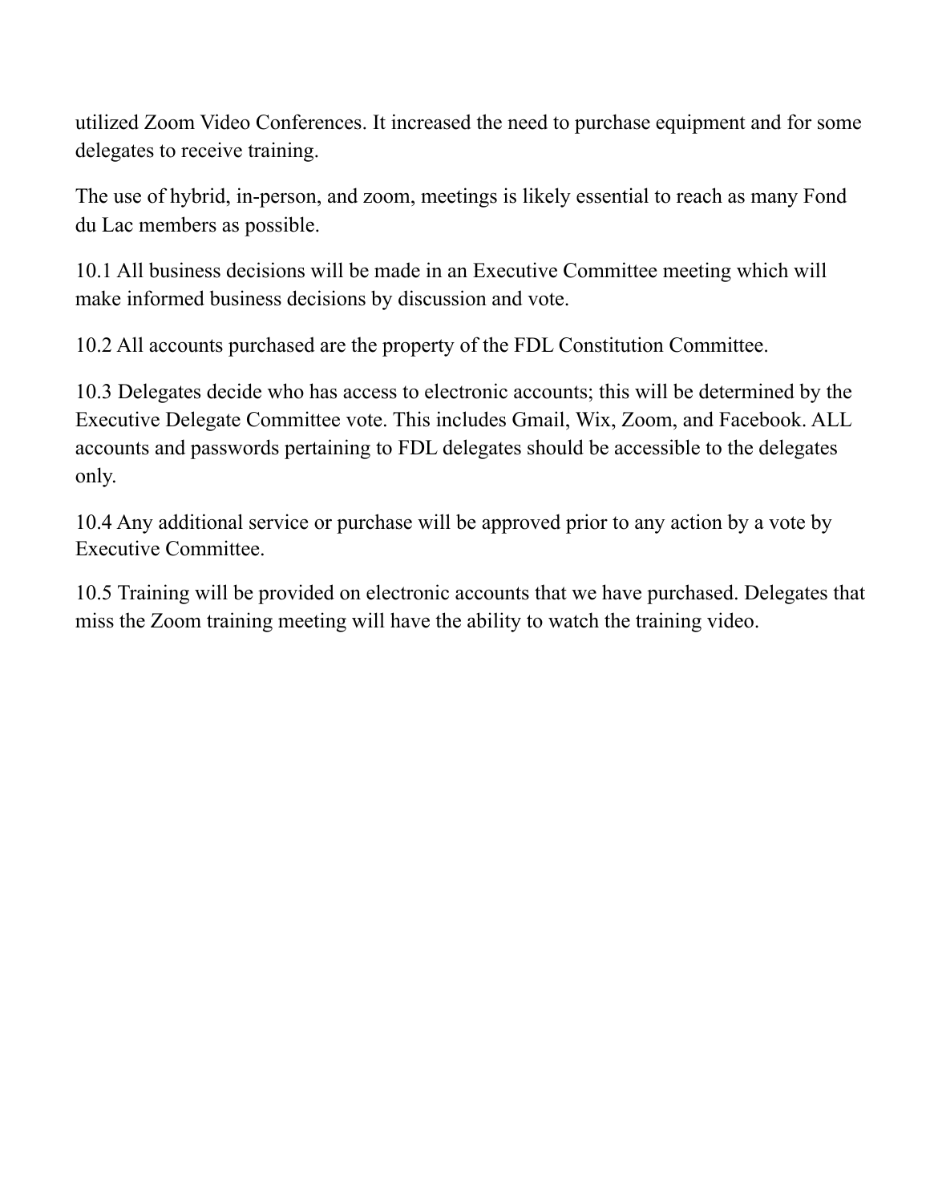utilized Zoom Video Conferences. It increased the need to purchase equipment and for some delegates to receive training.

The use of hybrid, in-person, and zoom, meetings is likely essential to reach as many Fond du Lac members as possible.

10.1 All business decisions will be made in an Executive Committee meeting which will make informed business decisions by discussion and vote.

10.2 All accounts purchased are the property of the FDL Constitution Committee.

10.3 Delegates decide who has access to electronic accounts; this will be determined by the Executive Delegate Committee vote. This includes Gmail, Wix, Zoom, and Facebook. ALL accounts and passwords pertaining to FDL delegates should be accessible to the delegates only.

10.4 Any additional service or purchase will be approved prior to any action by a vote by Executive Committee.

10.5 Training will be provided on electronic accounts that we have purchased. Delegates that miss the Zoom training meeting will have the ability to watch the training video.